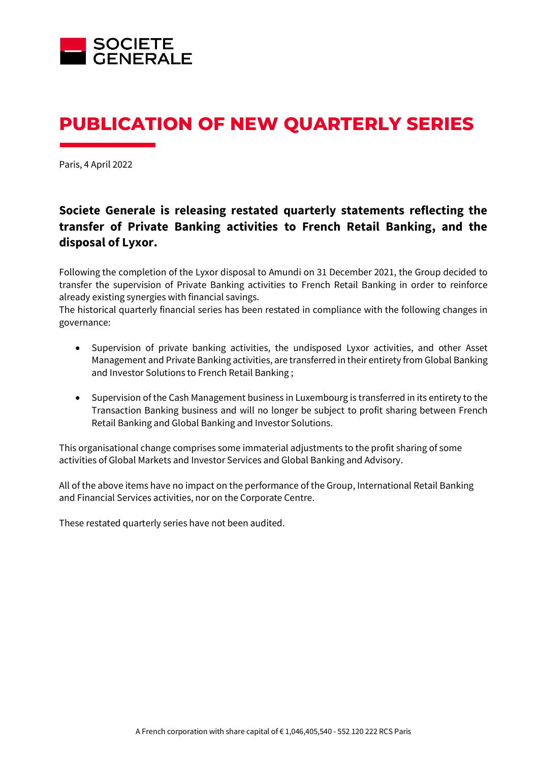SOCIETE GENERALE

# PUBLICATION OF NEW QUARTERLY SERIES

Paris, 4 April 2022

## Societe Generale is releasing restated quarterly statements reflecting the transfer of Private Banking activities to French Retail Banking, and the disposal of Lyxor.

Following the completion of the Lyxor disposal to Amundi on 31 December 2021, the Group decided to transfer the supervision of Private Banking activities to French Retail Banking in order to reinforce already existing synergies with financial savings.
The historical quarterly financial series has been restated in compliance with the following changes in governance:

- Supervision of private banking activities, the undisposed Lyxor activities, and other Asset Management and Private Banking activities, are transferred in their entirety from Global Banking and Investor Solutions to French Retail Banking ;

- Supervision of the Cash Management business in Luxembourg is transferred in its entirety to the Transaction Banking business and will no longer be subject to profit sharing between French Retail Banking and Global Banking and Investor Solutions.

This organisational change comprises some immaterial adjustments to the profit sharing of some activities of Global Markets and Investor Services and Global Banking and Advisory.

All of the above items have no impact on the performance of the Group, International Retail Banking and Financial Services activities, nor on the Corporate Centre.

These restated quarterly series have not been audited.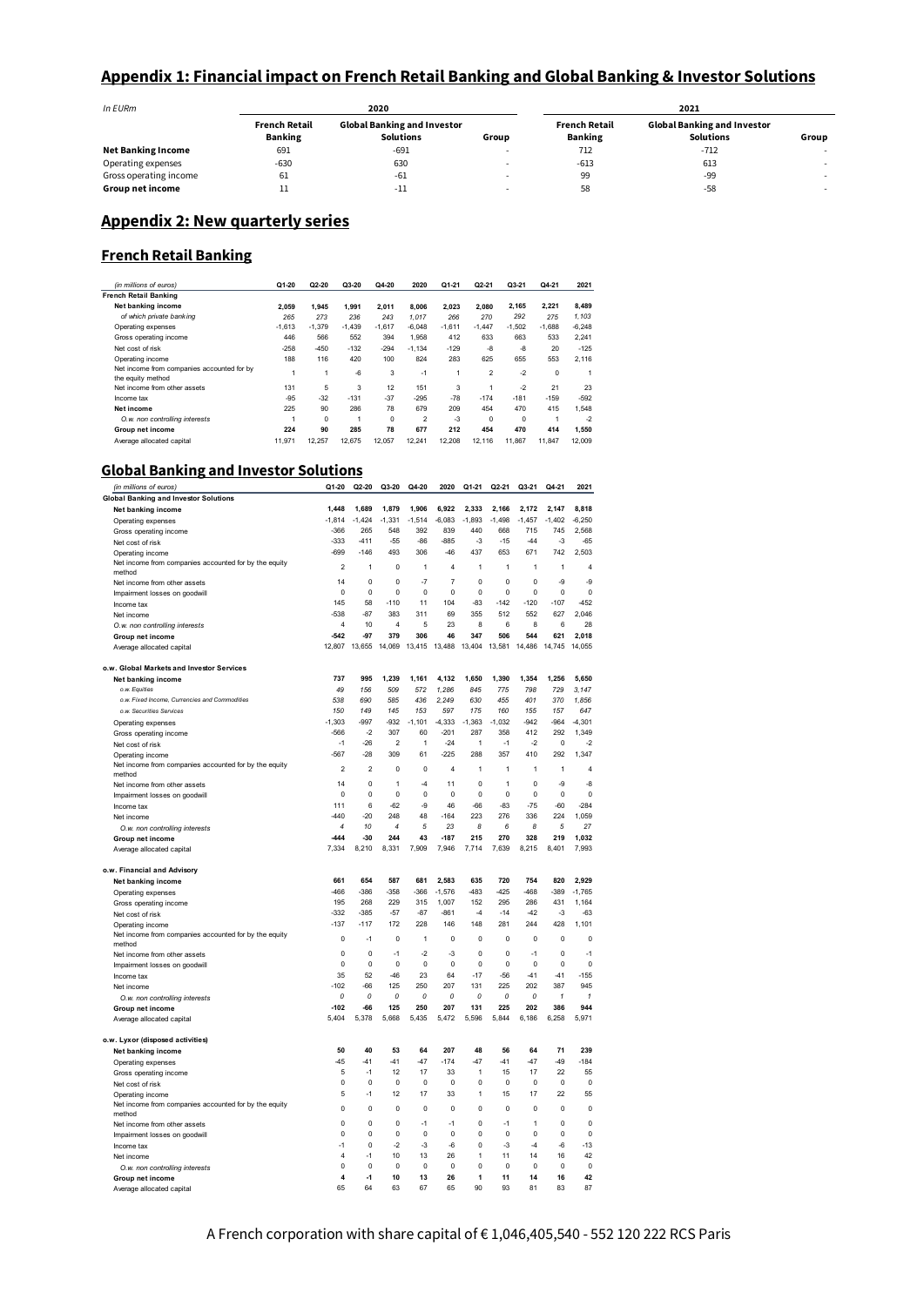## Appendix 1: Financial impact on French Retail Banking and Global Banking & Investor Solutions

| In EURm | 2020 | | | 2021 | | |
|---|---|---|---|---|---|---|
| | French Retail Banking | Global Banking and Investor Solutions | Group | French Retail Banking | Global Banking and Investor Solutions | Group |
| **Net Banking Income** | 691 | -691 | - | 712 | -712 | - |
| Operating expenses | -630 | 630 | - | -613 | 613 | - |
| Gross operating income | 61 | -61 | - | 99 | -99 | - |
| **Group net income** | 11 | -11 | - | 58 | -58 | - |

## Appendix 2: New quarterly series

### French Retail Banking

| *(in millions of euros)* | Q1-20 | Q2-20 | Q3-20 | Q4-20 | 2020 | Q1-21 | Q2-21 | Q3-21 | Q4-21 | 2021 |
|---|---|---|---|---|---|---|---|---|---|---|
| **French Retail Banking** | | | | | | | | | | |
| **Net banking income** | **2,059** | **1,945** | **1,991** | **2,011** | **8,006** | **2,023** | **2,080** | **2,165** | **2,221** | **8,489** |
| *of which private banking* | *265* | *273* | *236* | *243* | *1,017* | *266* | *270* | *292* | *275* | *1,103* |
| Operating expenses | -1,613 | -1,379 | -1,439 | -1,617 | -6,048 | -1,611 | -1,447 | -1,502 | -1,688 | -6,248 |
| Gross operating income | 446 | 566 | 552 | 394 | 1,958 | 412 | 633 | 663 | 533 | 2,241 |
| Net cost of risk | -258 | -450 | -132 | -294 | -1,134 | -129 | -8 | -8 | 20 | -125 |
| Operating income | 188 | 116 | 420 | 100 | 824 | 283 | 625 | 655 | 553 | 2,116 |
| Net income from companies accounted for by the equity method | 1 | 1 | -6 | 3 | -1 | 1 | 2 | -2 | 0 | 1 |
| Net income from other assets | 131 | 5 | 3 | 12 | 151 | 3 | 1 | -2 | 21 | 23 |
| Income tax | -95 | -32 | -131 | -37 | -295 | -78 | -174 | -181 | -159 | -592 |
| **Net income** | **225** | **90** | **286** | **78** | **679** | **209** | **454** | **470** | **415** | **1,548** |
| *O.w. non controlling interests* | 1 | 0 | 1 | 0 | 2 | -3 | 0 | 0 | 1 | -2 |
| **Group net income** | **224** | **90** | **285** | **78** | **677** | **212** | **454** | **470** | **414** | **1,550** |
| Average allocated capital | 11,971 | 12,257 | 12,675 | 12,057 | 12,241 | 12,208 | 12,116 | 11,867 | 11,847 | 12,009 |

### Global Banking and Investor Solutions

| *(in millions of euros)* | Q1-20 | Q2-20 | Q3-20 | Q4-20 | 2020 | Q1-21 | Q2-21 | Q3-21 | Q4-21 | 2021 |
|---|---|---|---|---|---|---|---|---|---|---|
| **Global Banking and Investor Solutions** | | | | | | | | | | |
| **Net banking income** | **1,448** | **1,689** | **1,879** | **1,906** | **6,922** | **2,333** | **2,166** | **2,172** | **2,147** | **8,818** |
| Operating expenses | -1,814 | -1,424 | -1,331 | -1,514 | -6,083 | -1,893 | -1,498 | -1,457 | -1,402 | -6,250 |
| Gross operating income | -366 | 265 | 548 | 392 | 839 | 440 | 668 | 715 | 745 | 2,568 |
| Net cost of risk | -333 | -411 | -55 | -86 | -885 | -3 | -15 | -44 | -3 | -65 |
| Operating income | -699 | -146 | 493 | 306 | -46 | 437 | 653 | 671 | 742 | 2,503 |
| Net income from companies accounted for by the equity method | 2 | 1 | 0 | 1 | 4 | 1 | 1 | 1 | 1 | 4 |
| Net income from other assets | 14 | 0 | 0 | -7 | 7 | 0 | 0 | 0 | -9 | -9 |
| Impairment losses on goodwill | 0 | 0 | 0 | 0 | 0 | 0 | 0 | 0 | 0 | 0 |
| Income tax | 145 | 58 | -110 | 11 | 104 | -83 | -142 | -120 | -107 | -452 |
| Net income | -538 | -87 | 383 | 311 | 69 | 355 | 512 | 552 | 627 | 2,046 |
| *O.w. non controlling interests* | 4 | 10 | 4 | 5 | 23 | 8 | 6 | 8 | 6 | 28 |
| **Group net income** | **-542** | **-97** | **379** | **306** | **46** | **347** | **506** | **544** | **621** | **2,018** |
| Average allocated capital | 12,807 | 13,655 | 14,069 | 13,415 | 13,488 | 13,404 | 13,581 | 14,486 | 14,745 | 14,055 |
| | | | | | | | | | | |
| **o.w. Global Markets and Investor Services** | | | | | | | | | | |
| **Net banking income** | **737** | **995** | **1,239** | **1,161** | **4,132** | **1,650** | **1,390** | **1,354** | **1,256** | **5,650** |
| *o.w. Equities* | *49* | *156* | *509* | *572* | *1,286* | *845* | *775* | *798* | *729* | *3,147* |
| *o.w. Fixed Income, Currencies and Commodities* | *538* | *690* | *585* | *436* | *2,249* | *630* | *455* | *401* | *370* | *1,856* |
| *o.w. Securities Services* | *150* | *149* | *145* | *153* | *597* | *175* | *160* | *155* | *157* | *647* |
| Operating expenses | -1,303 | -997 | -932 | -1,101 | -4,333 | -1,363 | -1,032 | -942 | -964 | -4,301 |
| Gross operating income | -566 | -2 | 307 | 60 | -201 | 287 | 358 | 412 | 292 | 1,349 |
| Net cost of risk | -1 | -26 | 2 | 1 | -24 | 1 | -1 | -2 | 0 | -2 |
| Operating income | -567 | -28 | 309 | 61 | -225 | 288 | 357 | 410 | 292 | 1,347 |
| Net income from companies accounted for by the equity method | 2 | 2 | 0 | 0 | 4 | 1 | 1 | 1 | 1 | 4 |
| Net income from other assets | 14 | 0 | 1 | -4 | 11 | 0 | 1 | 0 | -9 | -8 |
| Impairment losses on goodwill | 0 | 0 | 0 | 0 | 0 | 0 | 0 | 0 | 0 | 0 |
| Income tax | 111 | 6 | -62 | -9 | 46 | -66 | -83 | -75 | -60 | -284 |
| Net income | -440 | -20 | 248 | 48 | -164 | 223 | 276 | 336 | 224 | 1,059 |
| *O.w. non controlling interests* | *4* | *10* | *4* | *5* | *23* | *8* | *6* | *8* | *5* | *27* |
| **Group net income** | **-444** | **-30** | **244** | **43** | **-187** | **215** | **270** | **328** | **219** | **1,032** |
| Average allocated capital | 7,334 | 8,210 | 8,331 | 7,909 | 7,946 | 7,714 | 7,639 | 8,215 | 8,401 | 7,993 |
| | | | | | | | | | | |
| **o.w. Financial and Advisory** | | | | | | | | | | |
| **Net banking income** | **661** | **654** | **587** | **681** | **2,583** | **635** | **720** | **754** | **820** | **2,929** |
| Operating expenses | -466 | -386 | -358 | -366 | -1,576 | -483 | -425 | -468 | -389 | -1,765 |
| Gross operating income | 195 | 268 | 229 | 315 | 1,007 | 152 | 295 | 286 | 431 | 1,164 |
| Net cost of risk | -332 | -385 | -57 | -87 | -861 | -4 | -14 | -42 | -3 | -63 |
| Operating income | -137 | -117 | 172 | 228 | 146 | 148 | 281 | 244 | 428 | 1,101 |
| Net income from companies accounted for by the equity method | 0 | -1 | 0 | 1 | 0 | 0 | 0 | 0 | 0 | 0 |
| Net income from other assets | 0 | 0 | -1 | -2 | -3 | 0 | 0 | -1 | 0 | -1 |
| Impairment losses on goodwill | 0 | 0 | 0 | 0 | 0 | 0 | 0 | 0 | 0 | 0 |
| Income tax | 35 | 52 | -46 | 23 | 64 | -17 | -56 | -41 | -41 | -155 |
| Net income | -102 | -66 | 125 | 250 | 207 | 131 | 225 | 202 | 387 | 945 |
| *O.w. non controlling interests* | *0* | *0* | *0* | *0* | *0* | *0* | *0* | *0* | *1* | *1* |
| **Group net income** | **-102** | **-66** | **125** | **250** | **207** | **131** | **225** | **202** | **386** | **944** |
| Average allocated capital | 5,404 | 5,378 | 5,668 | 5,435 | 5,472 | 5,596 | 5,844 | 6,186 | 6,258 | 5,971 |
| | | | | | | | | | | |
| **o.w. Lyxor (disposed activities)** | | | | | | | | | | |
| **Net banking income** | **50** | **40** | **53** | **64** | **207** | **48** | **56** | **64** | **71** | **239** |
| Operating expenses | -45 | -41 | -41 | -47 | -174 | -47 | -41 | -47 | -49 | -184 |
| Gross operating income | 5 | -1 | 12 | 17 | 33 | 1 | 15 | 17 | 22 | 55 |
| Net cost of risk | 0 | 0 | 0 | 0 | 0 | 0 | 0 | 0 | 0 | 0 |
| Operating income | 5 | -1 | 12 | 17 | 33 | 1 | 15 | 17 | 22 | 55 |
| Net income from companies accounted for by the equity method | 0 | 0 | 0 | 0 | 0 | 0 | 0 | 0 | 0 | 0 |
| Net income from other assets | 0 | 0 | 0 | -1 | -1 | 0 | -1 | 1 | 0 | 0 |
| Impairment losses on goodwill | 0 | 0 | 0 | 0 | 0 | 0 | 0 | 0 | 0 | 0 |
| Income tax | -1 | 0 | -2 | -3 | -6 | 0 | -3 | -4 | -6 | -13 |
| Net income | 4 | -1 | 10 | 13 | 26 | 1 | 11 | 14 | 16 | 42 |
| *O.w. non controlling interests* | 0 | 0 | 0 | 0 | 0 | 0 | 0 | 0 | 0 | 0 |
| **Group net income** | **4** | **-1** | **10** | **13** | **26** | **1** | **11** | **14** | **16** | **42** |
| Average allocated capital | 65 | 64 | 63 | 67 | 65 | 90 | 93 | 81 | 83 | 87 |

A French corporation with share capital of € 1,046,405,540 - 552 120 222 RCS Paris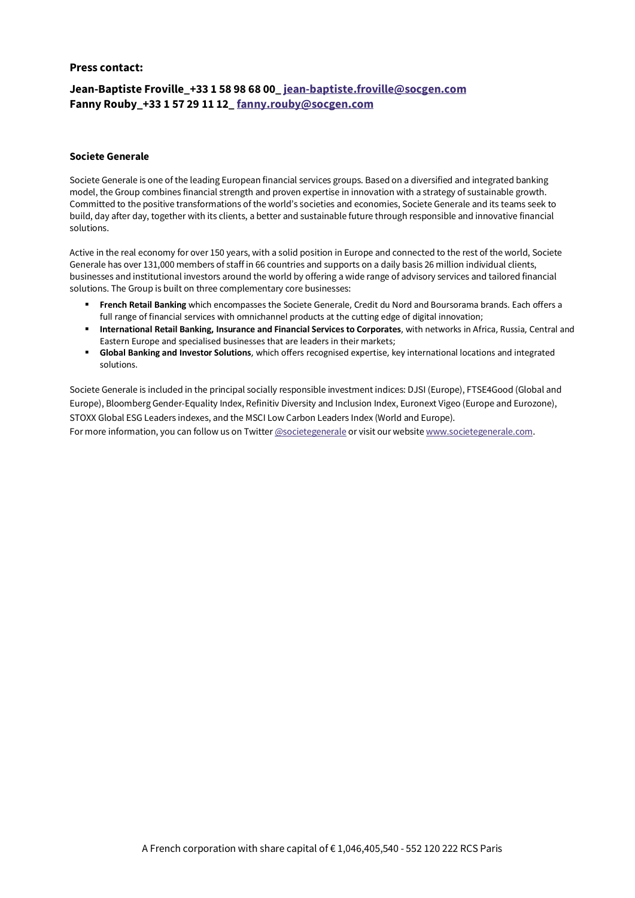**Press contact:**

**Jean-Baptiste Froville_+33 1 58 98 68 00_ [jean-baptiste.froville@socgen.com](mailto:jean-baptiste.froville@socgen.com)**
**Fanny Rouby_+33 1 57 29 11 12_ [fanny.rouby@socgen.com](mailto:fanny.rouby@socgen.com)**

**Societe Generale**

Societe Generale is one of the leading European financial services groups. Based on a diversified and integrated banking model, the Group combines financial strength and proven expertise in innovation with a strategy of sustainable growth. Committed to the positive transformations of the world's societies and economies, Societe Generale and its teams seek to build, day after day, together with its clients, a better and sustainable future through responsible and innovative financial solutions.

Active in the real economy for over 150 years, with a solid position in Europe and connected to the rest of the world, Societe Generale has over 131,000 members of staff in 66 countries and supports on a daily basis 26 million individual clients, businesses and institutional investors around the world by offering a wide range of advisory services and tailored financial solutions. The Group is built on three complementary core businesses:

- **French Retail Banking** which encompasses the Societe Generale, Credit du Nord and Boursorama brands. Each offers a full range of financial services with omnichannel products at the cutting edge of digital innovation;
- **International Retail Banking, Insurance and Financial Services to Corporates**, with networks in Africa, Russia, Central and Eastern Europe and specialised businesses that are leaders in their markets;
- **Global Banking and Investor Solutions**, which offers recognised expertise, key international locations and integrated solutions.

Societe Generale is included in the principal socially responsible investment indices: DJSI (Europe), FTSE4Good (Global and Europe), Bloomberg Gender-Equality Index, Refinitiv Diversity and Inclusion Index, Euronext Vigeo (Europe and Eurozone), STOXX Global ESG Leaders indexes, and the MSCI Low Carbon Leaders Index (World and Europe).
For more information, you can follow us on Twitter [@societegenerale](https://twitter.com/societegenerale) or visit our website [www.societegenerale.com](http://www.societegenerale.com).

A French corporation with share capital of € 1,046,405,540 - 552 120 222 RCS Paris